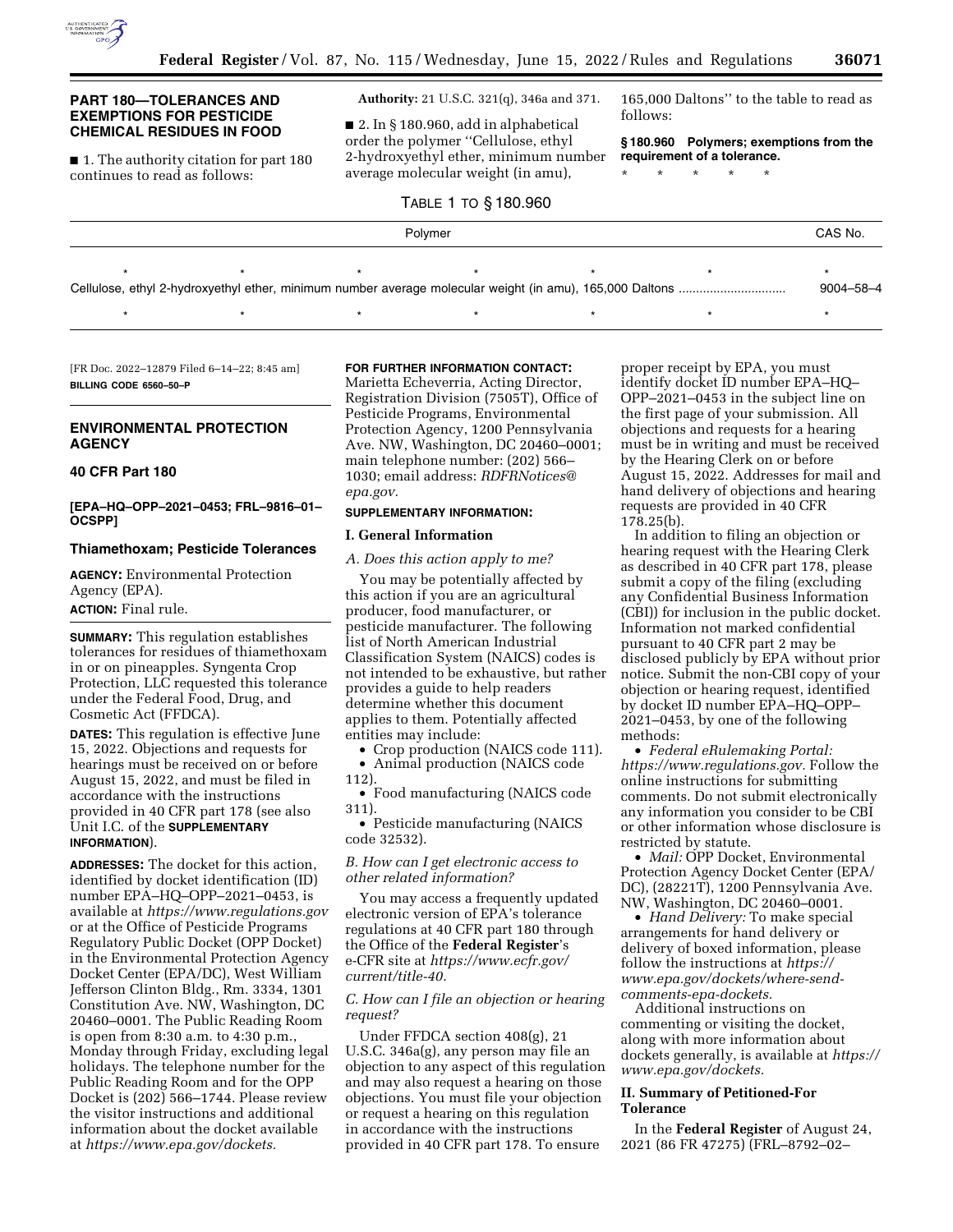## PART 180—TOLERANCES AND EXEMPTIONS FOR PESTICIDE CHEMICAL RESIDUES IN FOOD

■ 1. The authority citation for part 180 continues to read as follows:

**Authority:** 21 U.S.C. 321(q), 346a and 371.

■ 2. In § 180.960, add in alphabetical order the polymer ''Cellulose, ethyl 2-hydroxyethyl ether, minimum number average molecular weight (in amu), 165,000 Daltons'' to the table to read as follows:

**§ 180.960 Polymers; exemptions from the requirement of a tolerance.**

\* \* \* \* \*

TABLE 1 TO § 180.960

| Polymer | CAS No. |
|---|---|
| \* \* \* \* \* \* | \* |
| Cellulose, ethyl 2-hydroxyethyl ether, minimum number average molecular weight (in amu), 165,000 Daltons | 9004–58–4 |
| \* \* \* \* \* \* | \* |

[FR Doc. 2022–12879 Filed 6–14–22; 8:45 am]

**BILLING CODE 6560–50–P**

## ENVIRONMENTAL PROTECTION AGENCY

## 40 CFR Part 180

**[EPA–HQ–OPP–2021–0453; FRL–9816–01–OCSPP]**

## Thiamethoxam; Pesticide Tolerances

**AGENCY:** Environmental Protection Agency (EPA).

**ACTION:** Final rule.

**SUMMARY:** This regulation establishes tolerances for residues of thiamethoxam in or on pineapples. Syngenta Crop Protection, LLC requested this tolerance under the Federal Food, Drug, and Cosmetic Act (FFDCA).

**DATES:** This regulation is effective June 15, 2022. Objections and requests for hearings must be received on or before August 15, 2022, and must be filed in accordance with the instructions provided in 40 CFR part 178 (see also Unit I.C. of the **SUPPLEMENTARY INFORMATION**).

**ADDRESSES:** The docket for this action, identified by docket identification (ID) number EPA–HQ–OPP–2021–0453, is available at *https://www.regulations.gov* or at the Office of Pesticide Programs Regulatory Public Docket (OPP Docket) in the Environmental Protection Agency Docket Center (EPA/DC), West William Jefferson Clinton Bldg., Rm. 3334, 1301 Constitution Ave. NW, Washington, DC 20460–0001. The Public Reading Room is open from 8:30 a.m. to 4:30 p.m., Monday through Friday, excluding legal holidays. The telephone number for the Public Reading Room and for the OPP Docket is (202) 566–1744. Please review the visitor instructions and additional information about the docket available at *https://www.epa.gov/dockets.*

**FOR FURTHER INFORMATION CONTACT:** Marietta Echeverria, Acting Director, Registration Division (7505T), Office of Pesticide Programs, Environmental Protection Agency, 1200 Pennsylvania Ave. NW, Washington, DC 20460–0001; main telephone number: (202) 566–1030; email address: *RDFRNotices@epa.gov.*

**SUPPLEMENTARY INFORMATION:**

### I. General Information

*A. Does this action apply to me?*

You may be potentially affected by this action if you are an agricultural producer, food manufacturer, or pesticide manufacturer. The following list of North American Industrial Classification System (NAICS) codes is not intended to be exhaustive, but rather provides a guide to help readers determine whether this document applies to them. Potentially affected entities may include:

- Crop production (NAICS code 111).
- Animal production (NAICS code 112).
- Food manufacturing (NAICS code 311).
- Pesticide manufacturing (NAICS code 32532).

*B. How can I get electronic access to other related information?*

You may access a frequently updated electronic version of EPA's tolerance regulations at 40 CFR part 180 through the Office of the **Federal Register**'s e-CFR site at *https://www.ecfr.gov/current/title-40.*

*C. How can I file an objection or hearing request?*

Under FFDCA section 408(g), 21 U.S.C. 346a(g), any person may file an objection to any aspect of this regulation and may also request a hearing on those objections. You must file your objection or request a hearing on this regulation in accordance with the instructions provided in 40 CFR part 178. To ensure proper receipt by EPA, you must identify docket ID number EPA–HQ–OPP–2021–0453 in the subject line on the first page of your submission. All objections and requests for a hearing must be in writing and must be received by the Hearing Clerk on or before August 15, 2022. Addresses for mail and hand delivery of objections and hearing requests are provided in 40 CFR 178.25(b).

In addition to filing an objection or hearing request with the Hearing Clerk as described in 40 CFR part 178, please submit a copy of the filing (excluding any Confidential Business Information (CBI)) for inclusion in the public docket. Information not marked confidential pursuant to 40 CFR part 2 may be disclosed publicly by EPA without prior notice. Submit the non-CBI copy of your objection or hearing request, identified by docket ID number EPA–HQ–OPP–2021–0453, by one of the following methods:

- *Federal eRulemaking Portal: https://www.regulations.gov.* Follow the online instructions for submitting comments. Do not submit electronically any information you consider to be CBI or other information whose disclosure is restricted by statute.
- *Mail:* OPP Docket, Environmental Protection Agency Docket Center (EPA/DC), (28221T), 1200 Pennsylvania Ave. NW, Washington, DC 20460–0001.
- *Hand Delivery:* To make special arrangements for hand delivery or delivery of boxed information, please follow the instructions at *https://www.epa.gov/dockets/where-send-comments-epa-dockets.*

Additional instructions on commenting or visiting the docket, along with more information about dockets generally, is available at *https://www.epa.gov/dockets.*

### II. Summary of Petitioned-For Tolerance

In the **Federal Register** of August 24, 2021 (86 FR 47275) (FRL–8792–02–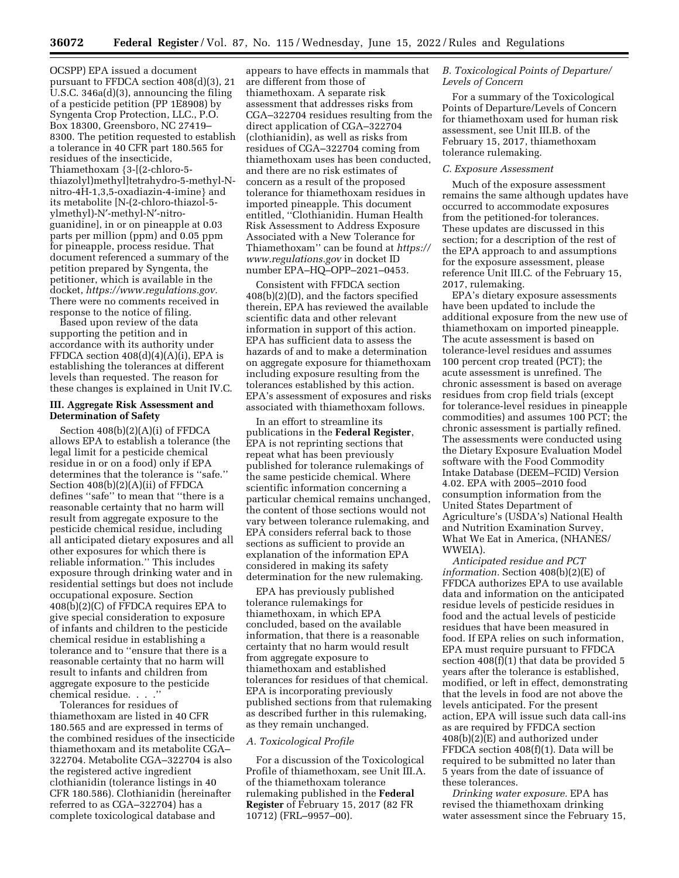OCSPP) EPA issued a document pursuant to FFDCA section 408(d)(3), 21 U.S.C. 346a(d)(3), announcing the filing of a pesticide petition (PP 1E8908) by Syngenta Crop Protection, LLC., P.O. Box 18300, Greensboro, NC 27419–8300. The petition requested to establish a tolerance in 40 CFR part 180.565 for residues of the insecticide, Thiamethoxam {3-[(2-chloro-5-thiazolyl)methyl]tetrahydro-5-methyl-N-nitro-4H-1,3,5-oxadiazin-4-imine} and its metabolite [N-(2-chloro-thiazol-5-ylmethyl)-N′-methyl-N′-nitro-guanidine], in or on pineapple at 0.03 parts per million (ppm) and 0.05 ppm for pineapple, process residue. That document referenced a summary of the petition prepared by Syngenta, the petitioner, which is available in the docket, *https://www.regulations.gov*. There were no comments received in response to the notice of filing.

Based upon review of the data supporting the petition and in accordance with its authority under FFDCA section 408(d)(4)(A)(i), EPA is establishing the tolerances at different levels than requested. The reason for these changes is explained in Unit IV.C.

## III. Aggregate Risk Assessment and Determination of Safety

Section 408(b)(2)(A)(i) of FFDCA allows EPA to establish a tolerance (the legal limit for a pesticide chemical residue in or on a food) only if EPA determines that the tolerance is ''safe.'' Section 408(b)(2)(A)(ii) of FFDCA defines ''safe'' to mean that ''there is a reasonable certainty that no harm will result from aggregate exposure to the pesticide chemical residue, including all anticipated dietary exposures and all other exposures for which there is reliable information.'' This includes exposure through drinking water and in residential settings but does not include occupational exposure. Section 408(b)(2)(C) of FFDCA requires EPA to give special consideration to exposure of infants and children to the pesticide chemical residue in establishing a tolerance and to ''ensure that there is a reasonable certainty that no harm will result to infants and children from aggregate exposure to the pesticide chemical residue. . . .''

Tolerances for residues of thiamethoxam are listed in 40 CFR 180.565 and are expressed in terms of the combined residues of the insecticide thiamethoxam and its metabolite CGA–322704. Metabolite CGA–322704 is also the registered active ingredient clothianidin (tolerance listings in 40 CFR 180.586). Clothianidin (hereinafter referred to as CGA–322704) has a complete toxicological database and appears to have effects in mammals that are different from those of thiamethoxam. A separate risk assessment that addresses risks from CGA–322704 residues resulting from the direct application of CGA–322704 (clothianidin), as well as risks from residues of CGA–322704 coming from thiamethoxam uses has been conducted, and there are no risk estimates of concern as a result of the proposed tolerance for thiamethoxam residues in imported pineapple. This document entitled, ''Clothianidin. Human Health Risk Assessment to Address Exposure Associated with a New Tolerance for Thiamethoxam'' can be found at *https://www.regulations.gov* in docket ID number EPA–HQ–OPP–2021–0453.

Consistent with FFDCA section 408(b)(2)(D), and the factors specified therein, EPA has reviewed the available scientific data and other relevant information in support of this action. EPA has sufficient data to assess the hazards of and to make a determination on aggregate exposure for thiamethoxam including exposure resulting from the tolerances established by this action. EPA's assessment of exposures and risks associated with thiamethoxam follows.

In an effort to streamline its publications in the **Federal Register**, EPA is not reprinting sections that repeat what has been previously published for tolerance rulemakings of the same pesticide chemical. Where scientific information concerning a particular chemical remains unchanged, the content of those sections would not vary between tolerance rulemaking, and EPA considers referral back to those sections as sufficient to provide an explanation of the information EPA considered in making its safety determination for the new rulemaking.

EPA has previously published tolerance rulemakings for thiamethoxam, in which EPA concluded, based on the available information, that there is a reasonable certainty that no harm would result from aggregate exposure to thiamethoxam and established tolerances for residues of that chemical. EPA is incorporating previously published sections from that rulemaking as described further in this rulemaking, as they remain unchanged.

### *A. Toxicological Profile*

For a discussion of the Toxicological Profile of thiamethoxam, see Unit III.A. of the thiamethoxam tolerance rulemaking published in the **Federal Register** of February 15, 2017 (82 FR 10712) (FRL–9957–00).

### *B. Toxicological Points of Departure/Levels of Concern*

For a summary of the Toxicological Points of Departure/Levels of Concern for thiamethoxam used for human risk assessment, see Unit III.B. of the February 15, 2017, thiamethoxam tolerance rulemaking.

### *C. Exposure Assessment*

Much of the exposure assessment remains the same although updates have occurred to accommodate exposures from the petitioned-for tolerances. These updates are discussed in this section; for a description of the rest of the EPA approach to and assumptions for the exposure assessment, please reference Unit III.C. of the February 15, 2017, rulemaking.

EPA's dietary exposure assessments have been updated to include the additional exposure from the new use of thiamethoxam on imported pineapple. The acute assessment is based on tolerance-level residues and assumes 100 percent crop treated (PCT); the acute assessment is unrefined. The chronic assessment is based on average residues from crop field trials (except for tolerance-level residues in pineapple commodities) and assumes 100 PCT; the chronic assessment is partially refined. The assessments were conducted using the Dietary Exposure Evaluation Model software with the Food Commodity Intake Database (DEEM–FCID) Version 4.02. EPA with 2005–2010 food consumption information from the United States Department of Agriculture's (USDA's) National Health and Nutrition Examination Survey, What We Eat in America, (NHANES/WWEIA).

*Anticipated residue and PCT information.* Section 408(b)(2)(E) of FFDCA authorizes EPA to use available data and information on the anticipated residue levels of pesticide residues in food and the actual levels of pesticide residues that have been measured in food. If EPA relies on such information, EPA must require pursuant to FFDCA section 408(f)(1) that data be provided 5 years after the tolerance is established, modified, or left in effect, demonstrating that the levels in food are not above the levels anticipated. For the present action, EPA will issue such data call-ins as are required by FFDCA section 408(b)(2)(E) and authorized under FFDCA section 408(f)(1). Data will be required to be submitted no later than 5 years from the date of issuance of these tolerances.

*Drinking water exposure.* EPA has revised the thiamethoxam drinking water assessment since the February 15,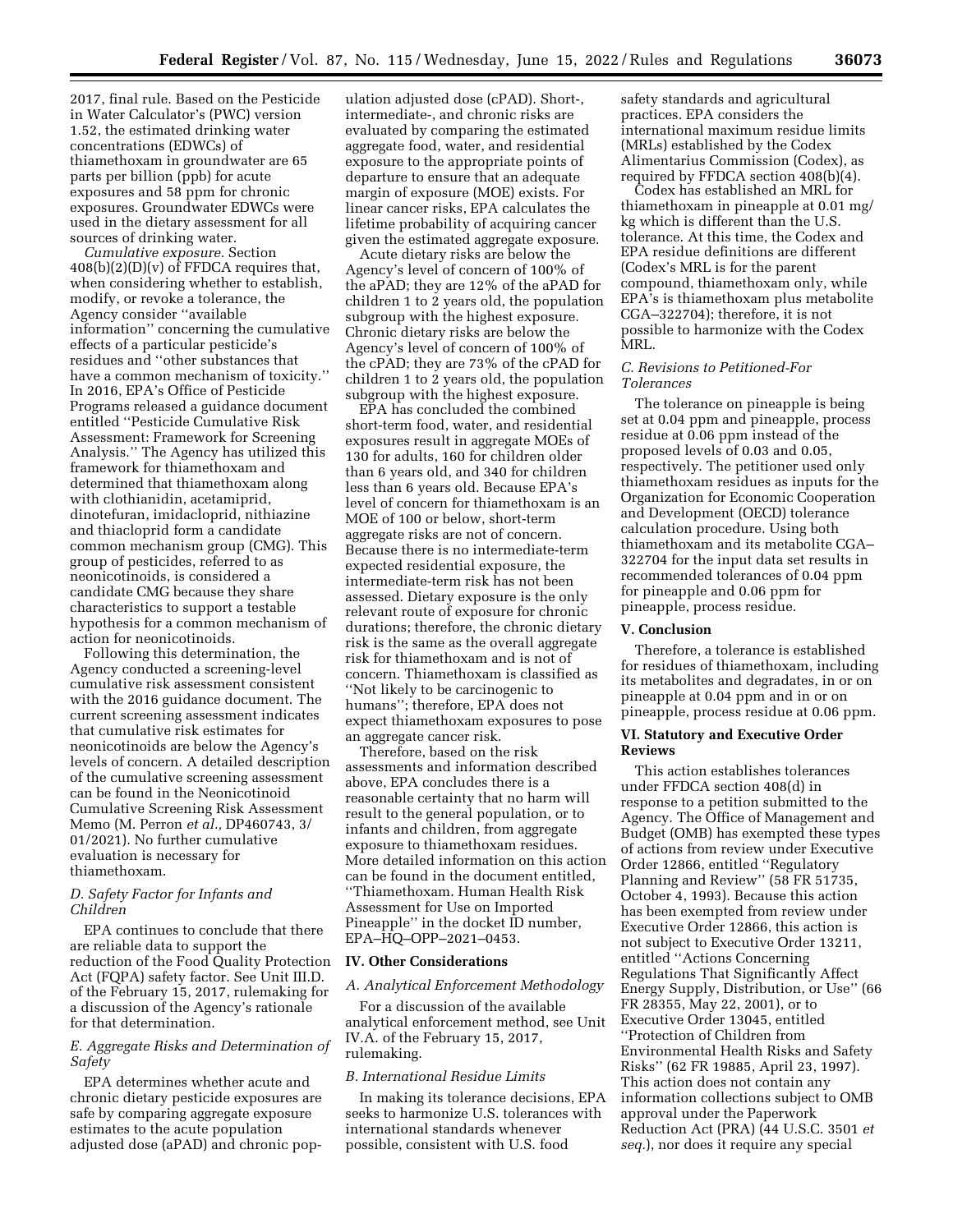2017, final rule. Based on the Pesticide in Water Calculator's (PWC) version 1.52, the estimated drinking water concentrations (EDWCs) of thiamethoxam in groundwater are 65 parts per billion (ppb) for acute exposures and 58 ppm for chronic exposures. Groundwater EDWCs were used in the dietary assessment for all sources of drinking water.

*Cumulative exposure.* Section 408(b)(2)(D)(v) of FFDCA requires that, when considering whether to establish, modify, or revoke a tolerance, the Agency consider ''available information'' concerning the cumulative effects of a particular pesticide's residues and ''other substances that have a common mechanism of toxicity.'' In 2016, EPA's Office of Pesticide Programs released a guidance document entitled ''Pesticide Cumulative Risk Assessment: Framework for Screening Analysis.'' The Agency has utilized this framework for thiamethoxam and determined that thiamethoxam along with clothianidin, acetamiprid, dinotefuran, imidacloprid, nithiazine and thiacloprid form a candidate common mechanism group (CMG). This group of pesticides, referred to as neonicotinoids, is considered a candidate CMG because they share characteristics to support a testable hypothesis for a common mechanism of action for neonicotinoids.

Following this determination, the Agency conducted a screening-level cumulative risk assessment consistent with the 2016 guidance document. The current screening assessment indicates that cumulative risk estimates for neonicotinoids are below the Agency's levels of concern. A detailed description of the cumulative screening assessment can be found in the Neonicotinoid Cumulative Screening Risk Assessment Memo (M. Perron *et al.,* DP460743, 3/01/2021). No further cumulative evaluation is necessary for thiamethoxam.

### *D. Safety Factor for Infants and Children*

EPA continues to conclude that there are reliable data to support the reduction of the Food Quality Protection Act (FQPA) safety factor. See Unit III.D. of the February 15, 2017, rulemaking for a discussion of the Agency's rationale for that determination.

### *E. Aggregate Risks and Determination of Safety*

EPA determines whether acute and chronic dietary pesticide exposures are safe by comparing aggregate exposure estimates to the acute population adjusted dose (aPAD) and chronic population adjusted dose (cPAD). Short-, intermediate-, and chronic risks are evaluated by comparing the estimated aggregate food, water, and residential exposure to the appropriate points of departure to ensure that an adequate margin of exposure (MOE) exists. For linear cancer risks, EPA calculates the lifetime probability of acquiring cancer given the estimated aggregate exposure.

Acute dietary risks are below the Agency's level of concern of 100% of the aPAD; they are 12% of the aPAD for children 1 to 2 years old, the population subgroup with the highest exposure. Chronic dietary risks are below the Agency's level of concern of 100% of the cPAD; they are 73% of the cPAD for children 1 to 2 years old, the population subgroup with the highest exposure.

EPA has concluded the combined short-term food, water, and residential exposures result in aggregate MOEs of 130 for adults, 160 for children older than 6 years old, and 340 for children less than 6 years old. Because EPA's level of concern for thiamethoxam is an MOE of 100 or below, short-term aggregate risks are not of concern. Because there is no intermediate-term expected residential exposure, the intermediate-term risk has not been assessed. Dietary exposure is the only relevant route of exposure for chronic durations; therefore, the chronic dietary risk is the same as the overall aggregate risk for thiamethoxam and is not of concern. Thiamethoxam is classified as ''Not likely to be carcinogenic to humans''; therefore, EPA does not expect thiamethoxam exposures to pose an aggregate cancer risk.

Therefore, based on the risk assessments and information described above, EPA concludes there is a reasonable certainty that no harm will result to the general population, or to infants and children, from aggregate exposure to thiamethoxam residues. More detailed information on this action can be found in the document entitled, ''Thiamethoxam. Human Health Risk Assessment for Use on Imported Pineapple'' in the docket ID number, EPA–HQ–OPP–2021–0453.

## IV. Other Considerations

### *A. Analytical Enforcement Methodology*

For a discussion of the available analytical enforcement method, see Unit IV.A. of the February 15, 2017, rulemaking.

### *B. International Residue Limits*

In making its tolerance decisions, EPA seeks to harmonize U.S. tolerances with international standards whenever possible, consistent with U.S. food safety standards and agricultural practices. EPA considers the international maximum residue limits (MRLs) established by the Codex Alimentarius Commission (Codex), as required by FFDCA section 408(b)(4).

Codex has established an MRL for thiamethoxam in pineapple at 0.01 mg/kg which is different than the U.S. tolerance. At this time, the Codex and EPA residue definitions are different (Codex's MRL is for the parent compound, thiamethoxam only, while EPA's is thiamethoxam plus metabolite CGA–322704); therefore, it is not possible to harmonize with the Codex MRL.

### *C. Revisions to Petitioned-For Tolerances*

The tolerance on pineapple is being set at 0.04 ppm and pineapple, process residue at 0.06 ppm instead of the proposed levels of 0.03 and 0.05, respectively. The petitioner used only thiamethoxam residues as inputs for the Organization for Economic Cooperation and Development (OECD) tolerance calculation procedure. Using both thiamethoxam and its metabolite CGA–322704 for the input data set results in recommended tolerances of 0.04 ppm for pineapple and 0.06 ppm for pineapple, process residue.

## V. Conclusion

Therefore, a tolerance is established for residues of thiamethoxam, including its metabolites and degradates, in or on pineapple at 0.04 ppm and in or on pineapple, process residue at 0.06 ppm.

## VI. Statutory and Executive Order Reviews

This action establishes tolerances under FFDCA section 408(d) in response to a petition submitted to the Agency. The Office of Management and Budget (OMB) has exempted these types of actions from review under Executive Order 12866, entitled ''Regulatory Planning and Review'' (58 FR 51735, October 4, 1993). Because this action has been exempted from review under Executive Order 12866, this action is not subject to Executive Order 13211, entitled ''Actions Concerning Regulations That Significantly Affect Energy Supply, Distribution, or Use'' (66 FR 28355, May 22, 2001), or to Executive Order 13045, entitled ''Protection of Children from Environmental Health Risks and Safety Risks'' (62 FR 19885, April 23, 1997). This action does not contain any information collections subject to OMB approval under the Paperwork Reduction Act (PRA) (44 U.S.C. 3501 *et seq.*), nor does it require any special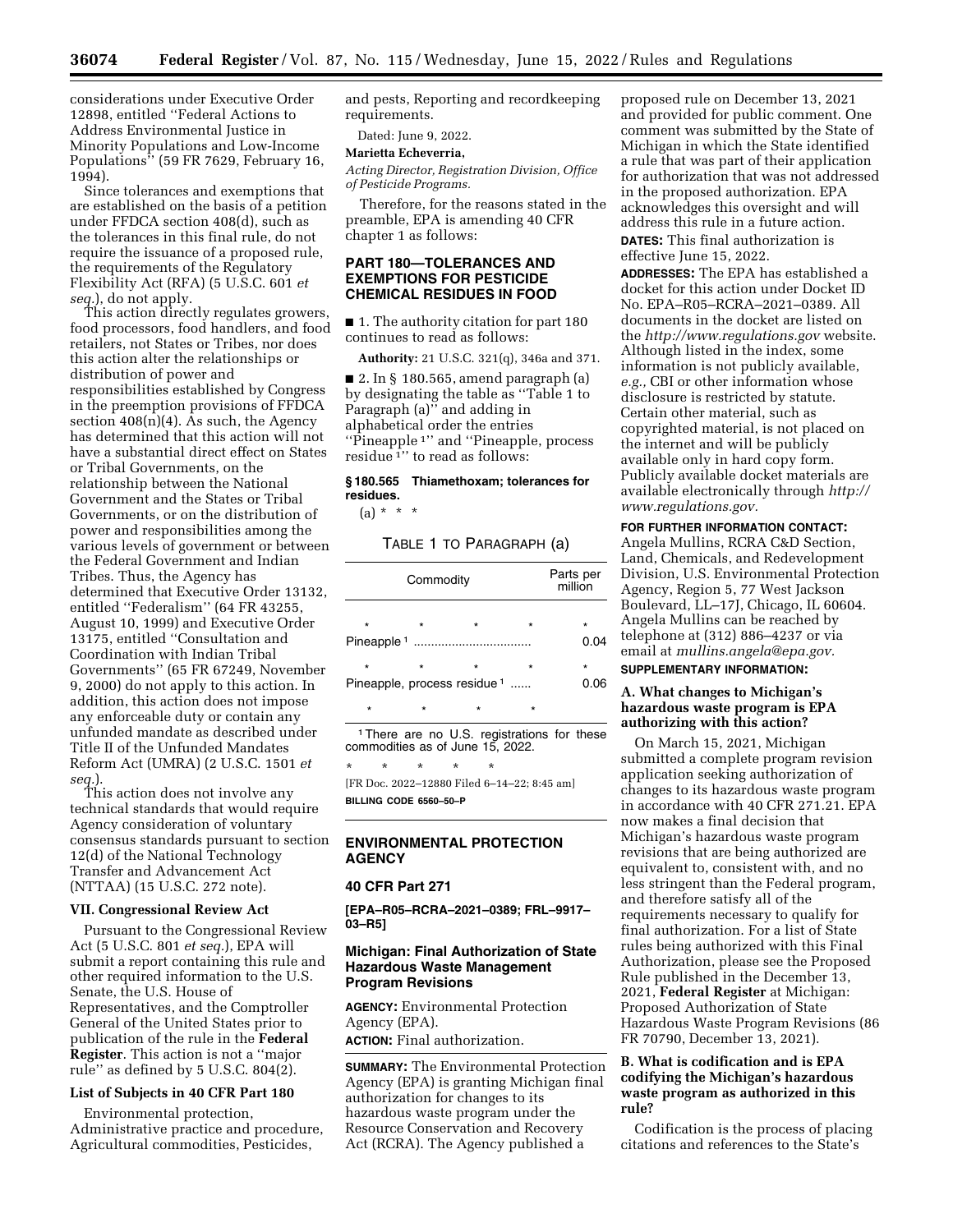considerations under Executive Order 12898, entitled ''Federal Actions to Address Environmental Justice in Minority Populations and Low-Income Populations'' (59 FR 7629, February 16, 1994).

Since tolerances and exemptions that are established on the basis of a petition under FFDCA section 408(d), such as the tolerances in this final rule, do not require the issuance of a proposed rule, the requirements of the Regulatory Flexibility Act (RFA) (5 U.S.C. 601 *et seq.*), do not apply.

This action directly regulates growers, food processors, food handlers, and food retailers, not States or Tribes, nor does this action alter the relationships or distribution of power and responsibilities established by Congress in the preemption provisions of FFDCA section 408(n)(4). As such, the Agency has determined that this action will not have a substantial direct effect on States or Tribal Governments, on the relationship between the National Government and the States or Tribal Governments, or on the distribution of power and responsibilities among the various levels of government or between the Federal Government and Indian Tribes. Thus, the Agency has determined that Executive Order 13132, entitled ''Federalism'' (64 FR 43255, August 10, 1999) and Executive Order 13175, entitled ''Consultation and Coordination with Indian Tribal Governments'' (65 FR 67249, November 9, 2000) do not apply to this action. In addition, this action does not impose any enforceable duty or contain any unfunded mandate as described under Title II of the Unfunded Mandates Reform Act (UMRA) (2 U.S.C. 1501 *et seq.*).

This action does not involve any technical standards that would require Agency consideration of voluntary consensus standards pursuant to section 12(d) of the National Technology Transfer and Advancement Act (NTTAA) (15 U.S.C. 272 note).

### VII. Congressional Review Act

Pursuant to the Congressional Review Act (5 U.S.C. 801 *et seq.*), EPA will submit a report containing this rule and other required information to the U.S. Senate, the U.S. House of Representatives, and the Comptroller General of the United States prior to publication of the rule in the **Federal Register**. This action is not a ''major rule'' as defined by 5 U.S.C. 804(2).

### List of Subjects in 40 CFR Part 180

Environmental protection, Administrative practice and procedure, Agricultural commodities, Pesticides, and pests, Reporting and recordkeeping requirements.

Dated: June 9, 2022.

**Marietta Echeverria,**

*Acting Director, Registration Division, Office of Pesticide Programs.*

Therefore, for the reasons stated in the preamble, EPA is amending 40 CFR chapter 1 as follows:

## PART 180—TOLERANCES AND EXEMPTIONS FOR PESTICIDE CHEMICAL RESIDUES IN FOOD

■ 1. The authority citation for part 180 continues to read as follows:

**Authority:** 21 U.S.C. 321(q), 346a and 371.

■ 2. In § 180.565, amend paragraph (a) by designating the table as ''Table 1 to Paragraph (a)'' and adding in alphabetical order the entries ''Pineapple [1]'' and ''Pineapple, process residue [1]'' to read as follows:

**§ 180.565 Thiamethoxam; tolerances for residues.**

(a) * * *

TABLE 1 TO PARAGRAPH (a)

| Commodity | Parts per million |
|---|---|
| * * * * | * |
| Pineapple [1] | 0.04 |
| * * * * | * |
| Pineapple, process residue [1] | 0.06 |
| * * * * | |

[1] There are no U.S. registrations for these commodities as of June 15, 2022.

\* \* \* \* \*

[FR Doc. 2022–12880 Filed 6–14–22; 8:45 am]

**BILLING CODE 6560–50–P**

## ENVIRONMENTAL PROTECTION AGENCY

### 40 CFR Part 271

**[EPA–R05–RCRA–2021–0389; FRL–9917–03–R5]**

### Michigan: Final Authorization of State Hazardous Waste Management Program Revisions

**AGENCY:** Environmental Protection Agency (EPA).

**ACTION:** Final authorization.

**SUMMARY:** The Environmental Protection Agency (EPA) is granting Michigan final authorization for changes to its hazardous waste program under the Resource Conservation and Recovery Act (RCRA). The Agency published a proposed rule on December 13, 2021 and provided for public comment. One comment was submitted by the State of Michigan in which the State identified a rule that was part of their application for authorization that was not addressed in the proposed authorization. EPA acknowledges this oversight and will address this rule in a future action.

**DATES:** This final authorization is effective June 15, 2022.

**ADDRESSES:** The EPA has established a docket for this action under Docket ID No. EPA–R05–RCRA–2021–0389. All documents in the docket are listed on the *http://www.regulations.gov* website. Although listed in the index, some information is not publicly available, *e.g.,* CBI or other information whose disclosure is restricted by statute. Certain other material, such as copyrighted material, is not placed on the internet and will be publicly available only in hard copy form. Publicly available docket materials are available electronically through *http://www.regulations.gov.*

**FOR FURTHER INFORMATION CONTACT:** Angela Mullins, RCRA C&D Section, Land, Chemicals, and Redevelopment Division, U.S. Environmental Protection Agency, Region 5, 77 West Jackson Boulevard, LL–17J, Chicago, IL 60604. Angela Mullins can be reached by telephone at (312) 886–4237 or via email at *mullins.angela@epa.gov.*

**SUPPLEMENTARY INFORMATION:**

### A. What changes to Michigan's hazardous waste program is EPA authorizing with this action?

On March 15, 2021, Michigan submitted a complete program revision application seeking authorization of changes to its hazardous waste program in accordance with 40 CFR 271.21. EPA now makes a final decision that Michigan's hazardous waste program revisions that are being authorized are equivalent to, consistent with, and no less stringent than the Federal program, and therefore satisfy all of the requirements necessary to qualify for final authorization. For a list of State rules being authorized with this Final Authorization, please see the Proposed Rule published in the December 13, 2021, **Federal Register** at Michigan: Proposed Authorization of State Hazardous Waste Program Revisions (86 FR 70790, December 13, 2021).

### B. What is codification and is EPA codifying the Michigan's hazardous waste program as authorized in this rule?

Codification is the process of placing citations and references to the State's